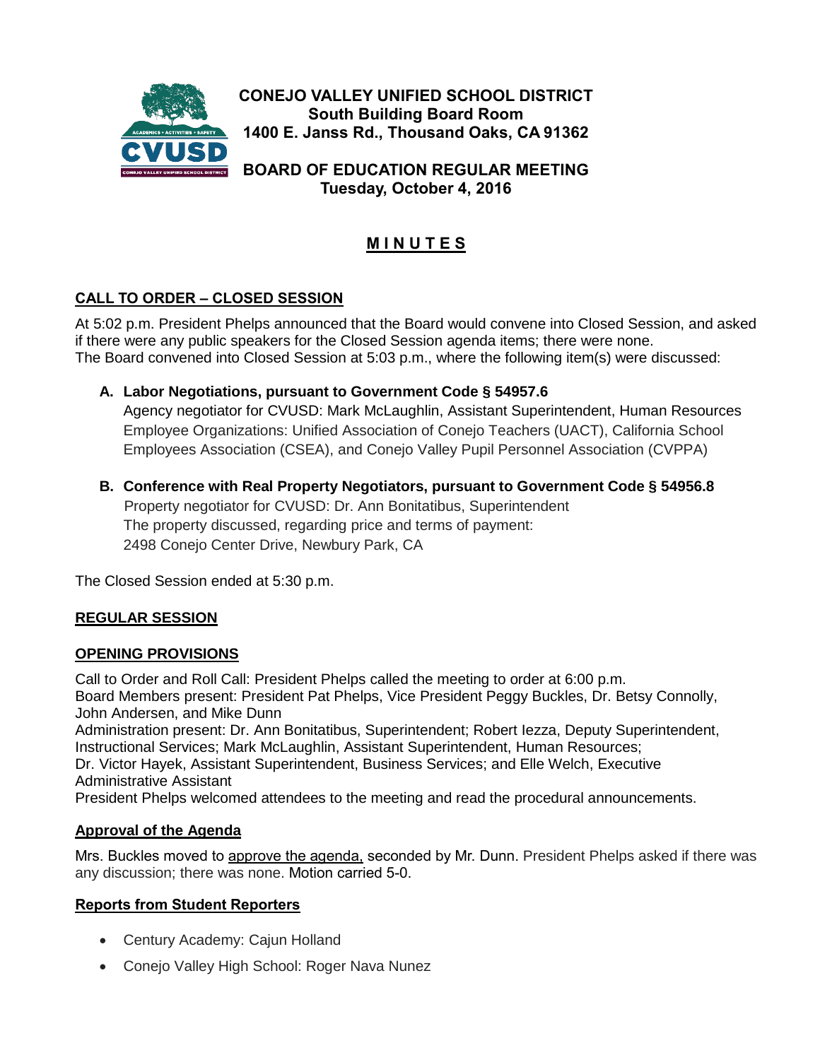**CONEJO VALLEY UNIFIED SCHOOL DISTRICT**
**South Building Board Room**
**1400 E. Janss Rd., Thousand Oaks, CA 91362**

**BOARD OF EDUCATION REGULAR MEETING**
**Tuesday, October 4, 2016**

# M I N U T E S

## CALL TO ORDER – CLOSED SESSION

At 5:02 p.m. President Phelps announced that the Board would convene into Closed Session, and asked if there were any public speakers for the Closed Session agenda items; there were none.
The Board convened into Closed Session at 5:03 p.m., where the following item(s) were discussed:

**A. Labor Negotiations, pursuant to Government Code § 54957.6**
Agency negotiator for CVUSD: Mark McLaughlin, Assistant Superintendent, Human Resources
Employee Organizations: Unified Association of Conejo Teachers (UACT), California School Employees Association (CSEA), and Conejo Valley Pupil Personnel Association (CVPPA)

**B. Conference with Real Property Negotiators, pursuant to Government Code § 54956.8**
Property negotiator for CVUSD: Dr. Ann Bonitatibus, Superintendent
The property discussed, regarding price and terms of payment:
2498 Conejo Center Drive, Newbury Park, CA

The Closed Session ended at 5:30 p.m.

## REGULAR SESSION

## OPENING PROVISIONS

Call to Order and Roll Call: President Phelps called the meeting to order at 6:00 p.m.
Board Members present: President Pat Phelps, Vice President Peggy Buckles, Dr. Betsy Connolly, John Andersen, and Mike Dunn
Administration present: Dr. Ann Bonitatibus, Superintendent; Robert Iezza, Deputy Superintendent, Instructional Services; Mark McLaughlin, Assistant Superintendent, Human Resources; Dr. Victor Hayek, Assistant Superintendent, Business Services; and Elle Welch, Executive Administrative Assistant
President Phelps welcomed attendees to the meeting and read the procedural announcements.

### Approval of the Agenda

Mrs. Buckles moved to approve the agenda, seconded by Mr. Dunn. President Phelps asked if there was any discussion; there was none. Motion carried 5-0.

### Reports from Student Reporters

- Century Academy: Cajun Holland
- Conejo Valley High School: Roger Nava Nunez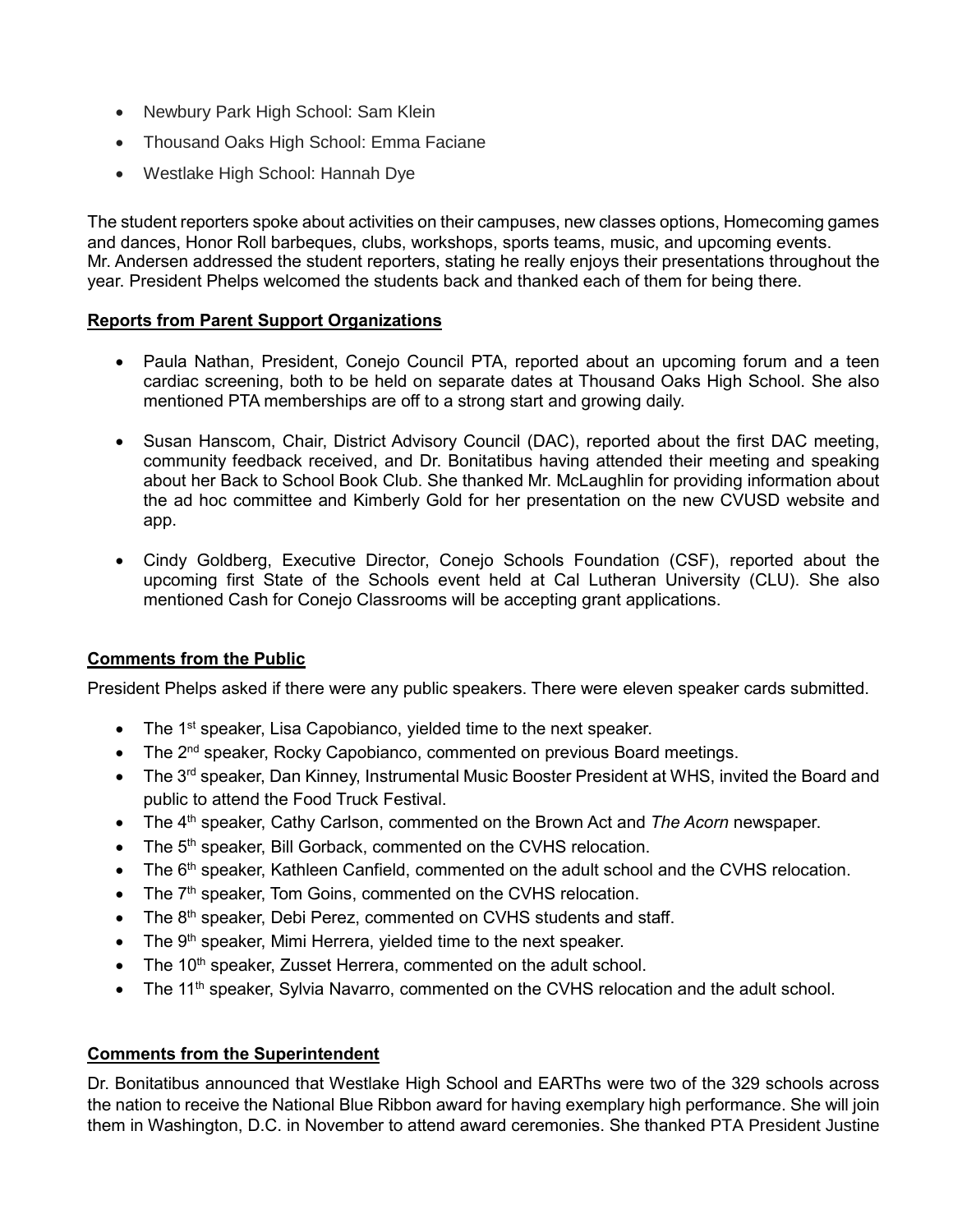- Newbury Park High School: Sam Klein
- Thousand Oaks High School: Emma Faciane
- Westlake High School: Hannah Dye

The student reporters spoke about activities on their campuses, new classes options, Homecoming games and dances, Honor Roll barbeques, clubs, workshops, sports teams, music, and upcoming events. Mr. Andersen addressed the student reporters, stating he really enjoys their presentations throughout the year. President Phelps welcomed the students back and thanked each of them for being there.

**Reports from Parent Support Organizations**

- Paula Nathan, President, Conejo Council PTA, reported about an upcoming forum and a teen cardiac screening, both to be held on separate dates at Thousand Oaks High School. She also mentioned PTA memberships are off to a strong start and growing daily.

- Susan Hanscom, Chair, District Advisory Council (DAC), reported about the first DAC meeting, community feedback received, and Dr. Bonitatibus having attended their meeting and speaking about her Back to School Book Club. She thanked Mr. McLaughlin for providing information about the ad hoc committee and Kimberly Gold for her presentation on the new CVUSD website and app.

- Cindy Goldberg, Executive Director, Conejo Schools Foundation (CSF), reported about the upcoming first State of the Schools event held at Cal Lutheran University (CLU). She also mentioned Cash for Conejo Classrooms will be accepting grant applications.

**Comments from the Public**

President Phelps asked if there were any public speakers. There were eleven speaker cards submitted.

- The 1st speaker, Lisa Capobianco, yielded time to the next speaker.
- The 2nd speaker, Rocky Capobianco, commented on previous Board meetings.
- The 3rd speaker, Dan Kinney, Instrumental Music Booster President at WHS, invited the Board and public to attend the Food Truck Festival.
- The 4th speaker, Cathy Carlson, commented on the Brown Act and *The Acorn* newspaper.
- The 5th speaker, Bill Gorback, commented on the CVHS relocation.
- The 6th speaker, Kathleen Canfield, commented on the adult school and the CVHS relocation.
- The 7th speaker, Tom Goins, commented on the CVHS relocation.
- The 8th speaker, Debi Perez, commented on CVHS students and staff.
- The 9th speaker, Mimi Herrera, yielded time to the next speaker.
- The 10th speaker, Zusset Herrera, commented on the adult school.
- The 11th speaker, Sylvia Navarro, commented on the CVHS relocation and the adult school.

**Comments from the Superintendent**

Dr. Bonitatibus announced that Westlake High School and EARThs were two of the 329 schools across the nation to receive the National Blue Ribbon award for having exemplary high performance. She will join them in Washington, D.C. in November to attend award ceremonies. She thanked PTA President Justine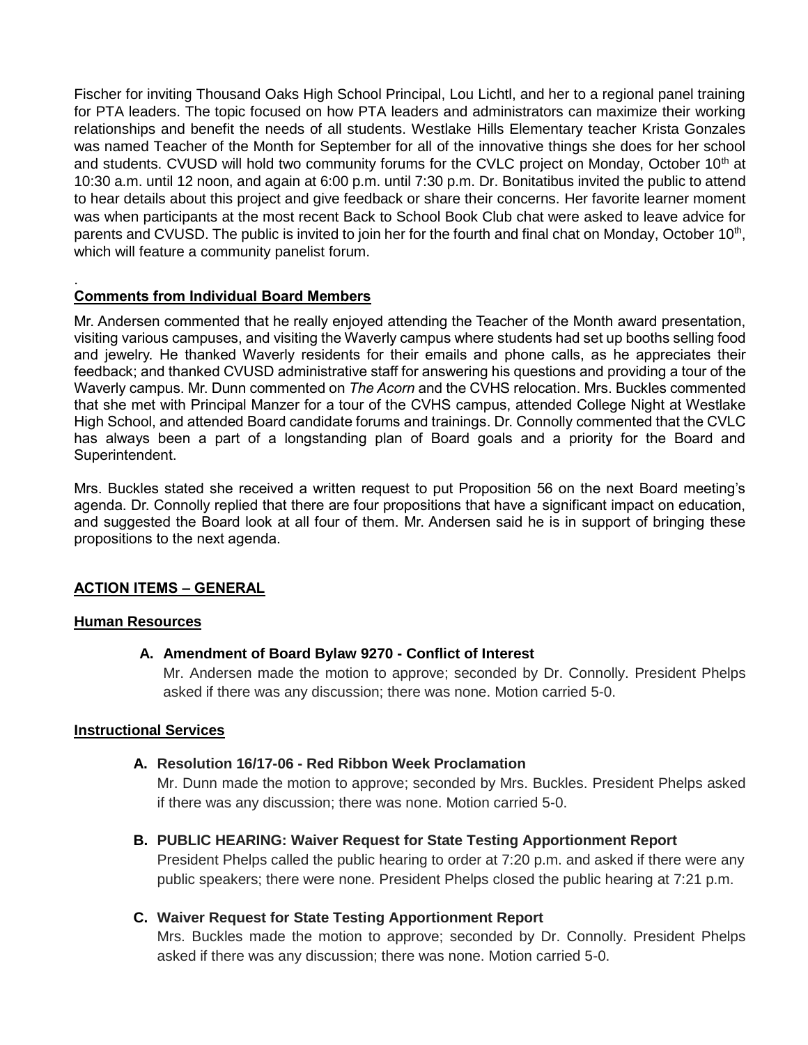Fischer for inviting Thousand Oaks High School Principal, Lou Lichtl, and her to a regional panel training for PTA leaders. The topic focused on how PTA leaders and administrators can maximize their working relationships and benefit the needs of all students. Westlake Hills Elementary teacher Krista Gonzales was named Teacher of the Month for September for all of the innovative things she does for her school and students. CVUSD will hold two community forums for the CVLC project on Monday, October 10th at 10:30 a.m. until 12 noon, and again at 6:00 p.m. until 7:30 p.m. Dr. Bonitatibus invited the public to attend to hear details about this project and give feedback or share their concerns. Her favorite learner moment was when participants at the most recent Back to School Book Club chat were asked to leave advice for parents and CVUSD. The public is invited to join her for the fourth and final chat on Monday, October 10th, which will feature a community panelist forum.

.

**Comments from Individual Board Members**

Mr. Andersen commented that he really enjoyed attending the Teacher of the Month award presentation, visiting various campuses, and visiting the Waverly campus where students had set up booths selling food and jewelry. He thanked Waverly residents for their emails and phone calls, as he appreciates their feedback; and thanked CVUSD administrative staff for answering his questions and providing a tour of the Waverly campus. Mr. Dunn commented on *The Acorn* and the CVHS relocation. Mrs. Buckles commented that she met with Principal Manzer for a tour of the CVHS campus, attended College Night at Westlake High School, and attended Board candidate forums and trainings. Dr. Connolly commented that the CVLC has always been a part of a longstanding plan of Board goals and a priority for the Board and Superintendent.

Mrs. Buckles stated she received a written request to put Proposition 56 on the next Board meeting's agenda. Dr. Connolly replied that there are four propositions that have a significant impact on education, and suggested the Board look at all four of them. Mr. Andersen said he is in support of bringing these propositions to the next agenda.

**ACTION ITEMS – GENERAL**

**Human Resources**

**A. Amendment of Board Bylaw 9270 - Conflict of Interest**
Mr. Andersen made the motion to approve; seconded by Dr. Connolly. President Phelps asked if there was any discussion; there was none. Motion carried 5-0.

**Instructional Services**

**A. Resolution 16/17-06 - Red Ribbon Week Proclamation**
Mr. Dunn made the motion to approve; seconded by Mrs. Buckles. President Phelps asked if there was any discussion; there was none. Motion carried 5-0.

**B. PUBLIC HEARING: Waiver Request for State Testing Apportionment Report**
President Phelps called the public hearing to order at 7:20 p.m. and asked if there were any public speakers; there were none. President Phelps closed the public hearing at 7:21 p.m.

**C. Waiver Request for State Testing Apportionment Report**
Mrs. Buckles made the motion to approve; seconded by Dr. Connolly. President Phelps asked if there was any discussion; there was none. Motion carried 5-0.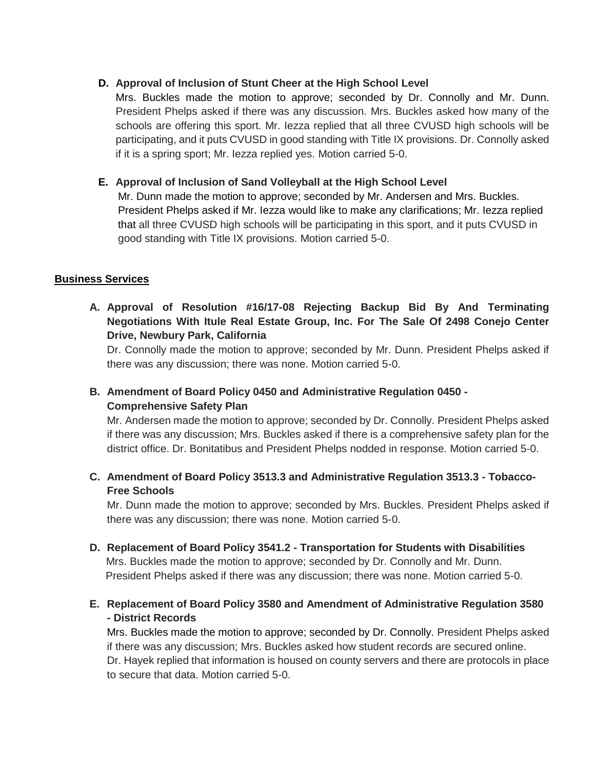**D. Approval of Inclusion of Stunt Cheer at the High School Level**

Mrs. Buckles made the motion to approve; seconded by Dr. Connolly and Mr. Dunn. President Phelps asked if there was any discussion. Mrs. Buckles asked how many of the schools are offering this sport. Mr. Iezza replied that all three CVUSD high schools will be participating, and it puts CVUSD in good standing with Title IX provisions. Dr. Connolly asked if it is a spring sport; Mr. Iezza replied yes. Motion carried 5-0.

**E. Approval of Inclusion of Sand Volleyball at the High School Level**

Mr. Dunn made the motion to approve; seconded by Mr. Andersen and Mrs. Buckles. President Phelps asked if Mr. Iezza would like to make any clarifications; Mr. Iezza replied that all three CVUSD high schools will be participating in this sport, and it puts CVUSD in good standing with Title IX provisions. Motion carried 5-0.

## Business Services

**A. Approval of Resolution #16/17-08 Rejecting Backup Bid By And Terminating Negotiations With Itule Real Estate Group, Inc. For The Sale Of 2498 Conejo Center Drive, Newbury Park, California**

Dr. Connolly made the motion to approve; seconded by Mr. Dunn. President Phelps asked if there was any discussion; there was none. Motion carried 5-0.

**B. Amendment of Board Policy 0450 and Administrative Regulation 0450 - Comprehensive Safety Plan**

Mr. Andersen made the motion to approve; seconded by Dr. Connolly. President Phelps asked if there was any discussion; Mrs. Buckles asked if there is a comprehensive safety plan for the district office. Dr. Bonitatibus and President Phelps nodded in response. Motion carried 5-0.

**C. Amendment of Board Policy 3513.3 and Administrative Regulation 3513.3 - Tobacco-Free Schools**

Mr. Dunn made the motion to approve; seconded by Mrs. Buckles. President Phelps asked if there was any discussion; there was none. Motion carried 5-0.

**D. Replacement of Board Policy 3541.2 - Transportation for Students with Disabilities**

Mrs. Buckles made the motion to approve; seconded by Dr. Connolly and Mr. Dunn. President Phelps asked if there was any discussion; there was none. Motion carried 5-0.

**E. Replacement of Board Policy 3580 and Amendment of Administrative Regulation 3580 - District Records**

Mrs. Buckles made the motion to approve; seconded by Dr. Connolly. President Phelps asked if there was any discussion; Mrs. Buckles asked how student records are secured online. Dr. Hayek replied that information is housed on county servers and there are protocols in place to secure that data. Motion carried 5-0.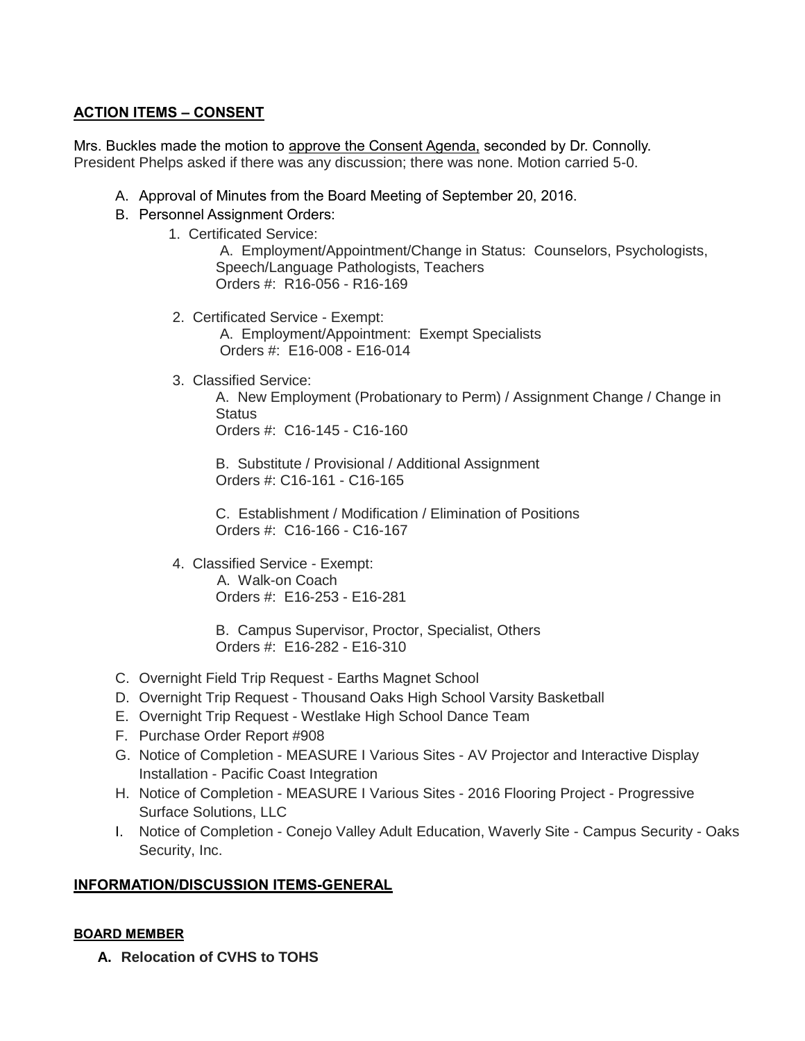**ACTION ITEMS – CONSENT**

Mrs. Buckles made the motion to approve the Consent Agenda, seconded by Dr. Connolly. President Phelps asked if there was any discussion; there was none. Motion carried 5-0.

A. Approval of Minutes from the Board Meeting of September 20, 2016.

B. Personnel Assignment Orders:

1. Certificated Service:
   A. Employment/Appointment/Change in Status: Counselors, Psychologists, Speech/Language Pathologists, Teachers
   Orders #: R16-056 - R16-169

2. Certificated Service - Exempt:
   A. Employment/Appointment: Exempt Specialists
   Orders #: E16-008 - E16-014

3. Classified Service:
   A. New Employment (Probationary to Perm) / Assignment Change / Change in Status
   Orders #: C16-145 - C16-160

   B. Substitute / Provisional / Additional Assignment
   Orders #: C16-161 - C16-165

   C. Establishment / Modification / Elimination of Positions
   Orders #: C16-166 - C16-167

4. Classified Service - Exempt:
   A. Walk-on Coach
   Orders #: E16-253 - E16-281

   B. Campus Supervisor, Proctor, Specialist, Others
   Orders #: E16-282 - E16-310

C. Overnight Field Trip Request - Earths Magnet School

D. Overnight Trip Request - Thousand Oaks High School Varsity Basketball

E. Overnight Trip Request - Westlake High School Dance Team

F. Purchase Order Report #908

G. Notice of Completion - MEASURE I Various Sites - AV Projector and Interactive Display Installation - Pacific Coast Integration

H. Notice of Completion - MEASURE I Various Sites - 2016 Flooring Project - Progressive Surface Solutions, LLC

I. Notice of Completion - Conejo Valley Adult Education, Waverly Site - Campus Security - Oaks Security, Inc.

**INFORMATION/DISCUSSION ITEMS-GENERAL**

**BOARD MEMBER**

**A. Relocation of CVHS to TOHS**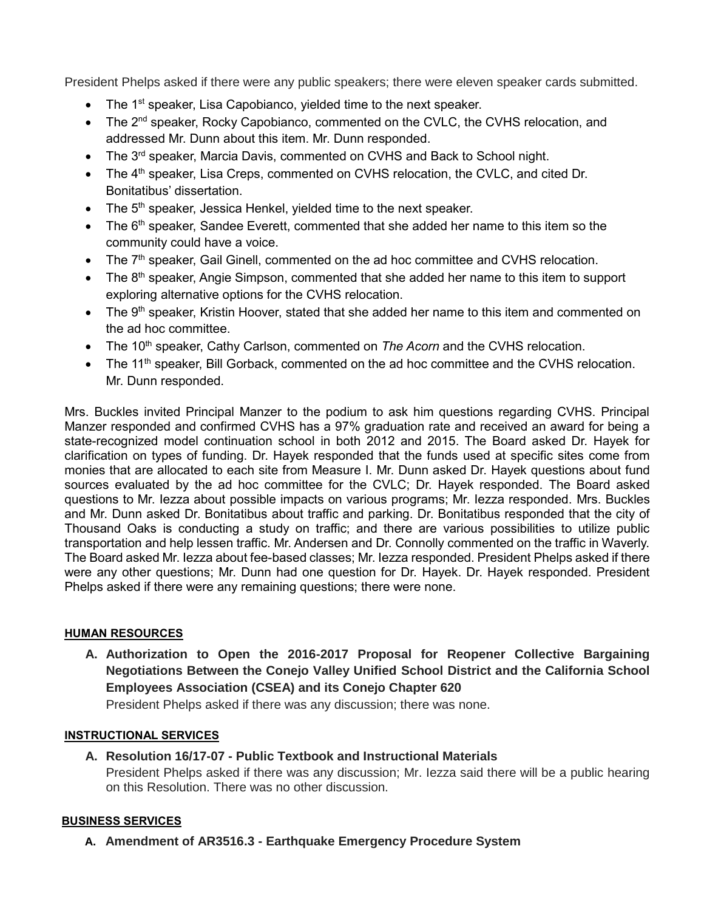President Phelps asked if there were any public speakers; there were eleven speaker cards submitted.

- The 1st speaker, Lisa Capobianco, yielded time to the next speaker.
- The 2nd speaker, Rocky Capobianco, commented on the CVLC, the CVHS relocation, and addressed Mr. Dunn about this item. Mr. Dunn responded.
- The 3rd speaker, Marcia Davis, commented on CVHS and Back to School night.
- The 4th speaker, Lisa Creps, commented on CVHS relocation, the CVLC, and cited Dr. Bonitatibus' dissertation.
- The 5th speaker, Jessica Henkel, yielded time to the next speaker.
- The 6th speaker, Sandee Everett, commented that she added her name to this item so the community could have a voice.
- The 7th speaker, Gail Ginell, commented on the ad hoc committee and CVHS relocation.
- The 8th speaker, Angie Simpson, commented that she added her name to this item to support exploring alternative options for the CVHS relocation.
- The 9th speaker, Kristin Hoover, stated that she added her name to this item and commented on the ad hoc committee.
- The 10th speaker, Cathy Carlson, commented on *The Acorn* and the CVHS relocation.
- The 11th speaker, Bill Gorback, commented on the ad hoc committee and the CVHS relocation. Mr. Dunn responded.

Mrs. Buckles invited Principal Manzer to the podium to ask him questions regarding CVHS. Principal Manzer responded and confirmed CVHS has a 97% graduation rate and received an award for being a state-recognized model continuation school in both 2012 and 2015. The Board asked Dr. Hayek for clarification on types of funding. Dr. Hayek responded that the funds used at specific sites come from monies that are allocated to each site from Measure I. Mr. Dunn asked Dr. Hayek questions about fund sources evaluated by the ad hoc committee for the CVLC; Dr. Hayek responded. The Board asked questions to Mr. Iezza about possible impacts on various programs; Mr. Iezza responded. Mrs. Buckles and Mr. Dunn asked Dr. Bonitatibus about traffic and parking. Dr. Bonitatibus responded that the city of Thousand Oaks is conducting a study on traffic; and there are various possibilities to utilize public transportation and help lessen traffic. Mr. Andersen and Dr. Connolly commented on the traffic in Waverly. The Board asked Mr. Iezza about fee-based classes; Mr. Iezza responded. President Phelps asked if there were any other questions; Mr. Dunn had one question for Dr. Hayek. Dr. Hayek responded. President Phelps asked if there were any remaining questions; there were none.

#### HUMAN RESOURCES

**A. Authorization to Open the 2016-2017 Proposal for Reopener Collective Bargaining Negotiations Between the Conejo Valley Unified School District and the California School Employees Association (CSEA) and its Conejo Chapter 620**

President Phelps asked if there was any discussion; there was none.

#### INSTRUCTIONAL SERVICES

**A. Resolution 16/17-07 - Public Textbook and Instructional Materials**

President Phelps asked if there was any discussion; Mr. Iezza said there will be a public hearing on this Resolution. There was no other discussion.

#### BUSINESS SERVICES

**A. Amendment of AR3516.3 - Earthquake Emergency Procedure System**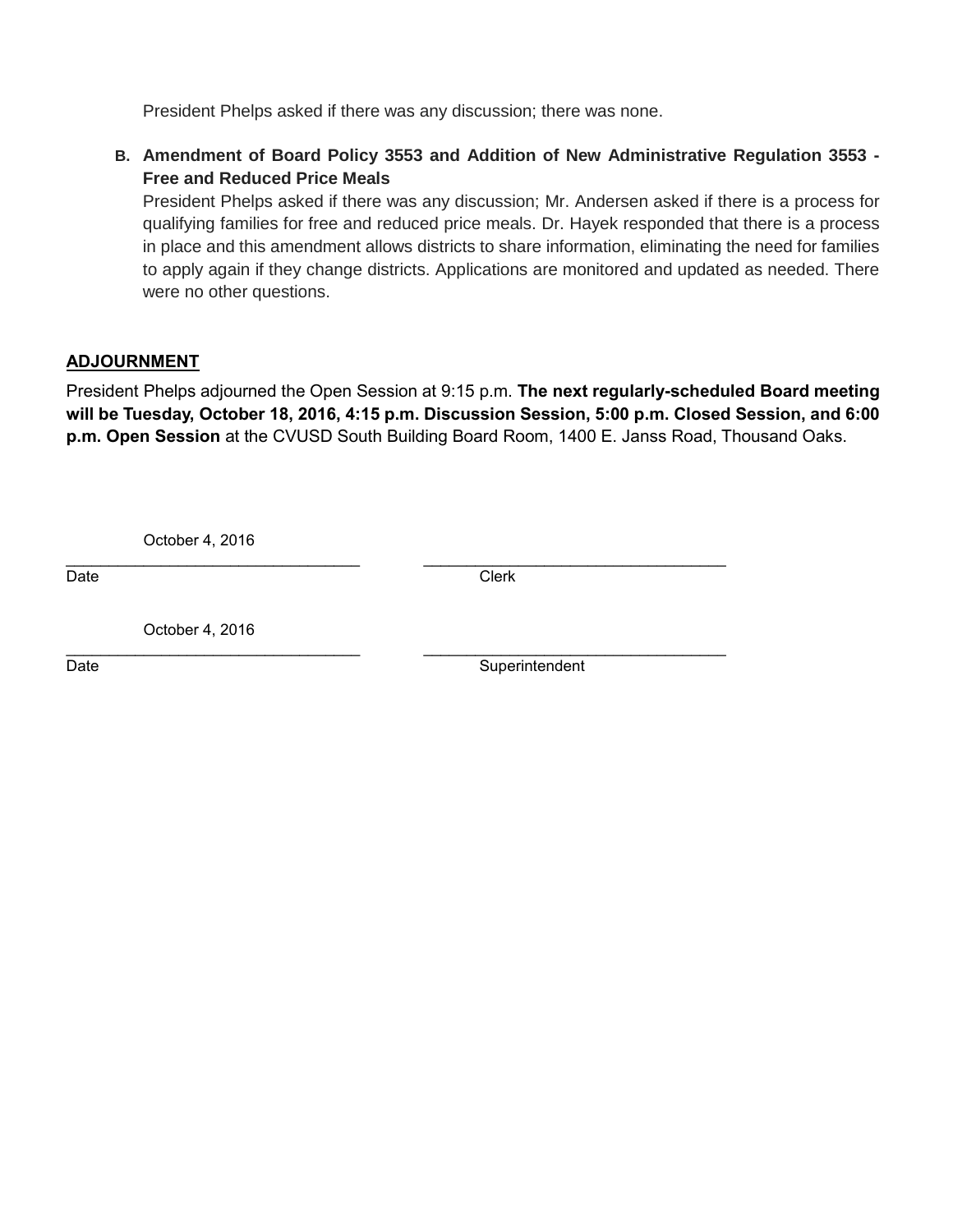President Phelps asked if there was any discussion; there was none.

**B. Amendment of Board Policy 3553 and Addition of New Administrative Regulation 3553 - Free and Reduced Price Meals**

President Phelps asked if there was any discussion; Mr. Andersen asked if there is a process for qualifying families for free and reduced price meals. Dr. Hayek responded that there is a process in place and this amendment allows districts to share information, eliminating the need for families to apply again if they change districts. Applications are monitored and updated as needed. There were no other questions.

## ADJOURNMENT

President Phelps adjourned the Open Session at 9:15 p.m. **The next regularly-scheduled Board meeting will be Tuesday, October 18, 2016, 4:15 p.m. Discussion Session, 5:00 p.m. Closed Session, and 6:00 p.m. Open Session** at the CVUSD South Building Board Room, 1400 E. Janss Road, Thousand Oaks.

October 4, 2016
_________________________________ _________________________________
Date Clerk

October 4, 2016
_________________________________ _________________________________
Date Superintendent